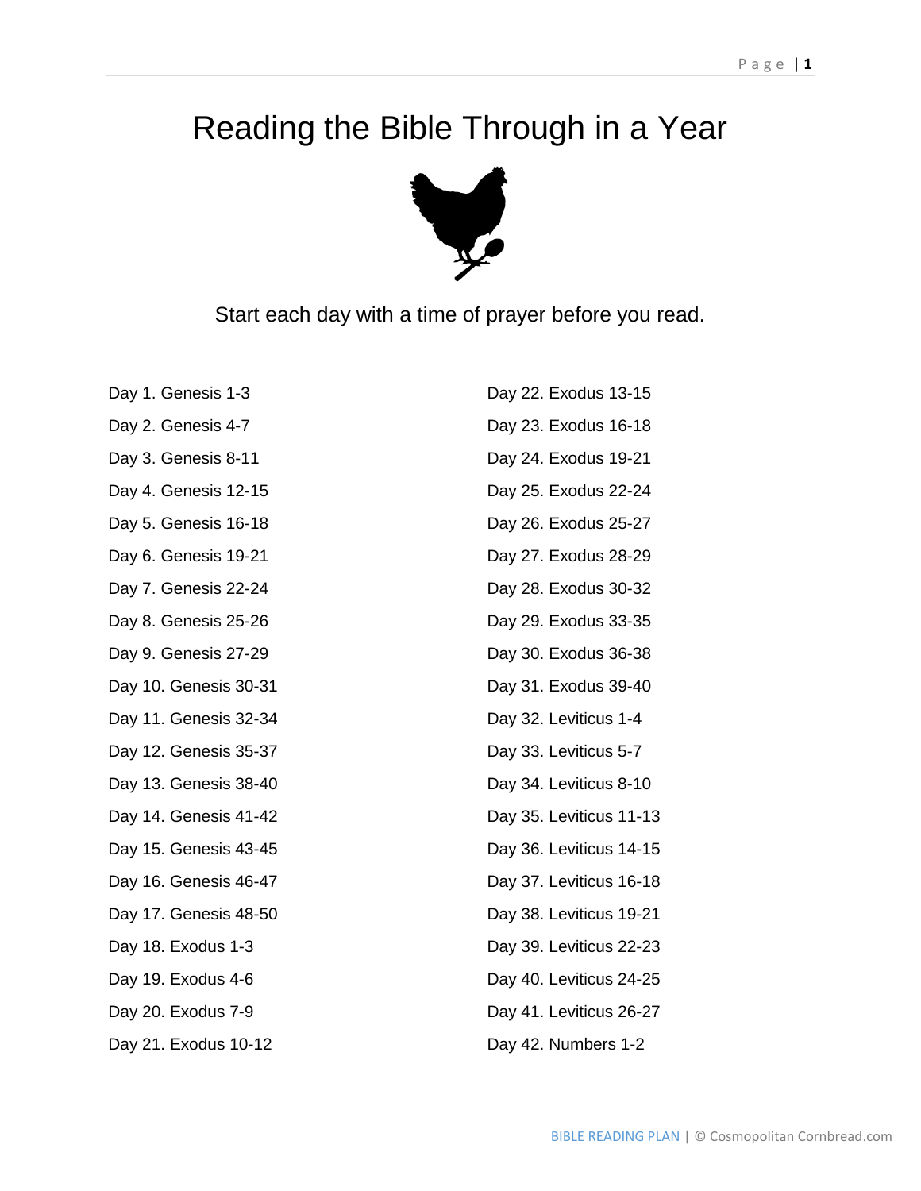# Reading the Bible Through in a Year

Start each day with a time of prayer before you read.

Day 1. Genesis 1-3

Day 2. Genesis 4-7

Day 3. Genesis 8-11

Day 4. Genesis 12-15

Day 5. Genesis 16-18

Day 6. Genesis 19-21

Day 7. Genesis 22-24

Day 8. Genesis 25-26

Day 9. Genesis 27-29

Day 10. Genesis 30-31

Day 11. Genesis 32-34

Day 12. Genesis 35-37

Day 13. Genesis 38-40

Day 14. Genesis 41-42

Day 15. Genesis 43-45

Day 16. Genesis 46-47

Day 17. Genesis 48-50

Day 18. Exodus 1-3

Day 19. Exodus 4-6

Day 20. Exodus 7-9

Day 21. Exodus 10-12

Day 22. Exodus 13-15

Day 23. Exodus 16-18

Day 24. Exodus 19-21

Day 25. Exodus 22-24

Day 26. Exodus 25-27

Day 27. Exodus 28-29

Day 28. Exodus 30-32

Day 29. Exodus 33-35

Day 30. Exodus 36-38

Day 31. Exodus 39-40

Day 32. Leviticus 1-4

Day 33. Leviticus 5-7

Day 34. Leviticus 8-10

Day 35. Leviticus 11-13

Day 36. Leviticus 14-15

Day 37. Leviticus 16-18

Day 38. Leviticus 19-21

Day 39. Leviticus 22-23

Day 40. Leviticus 24-25

Day 41. Leviticus 26-27

Day 42. Numbers 1-2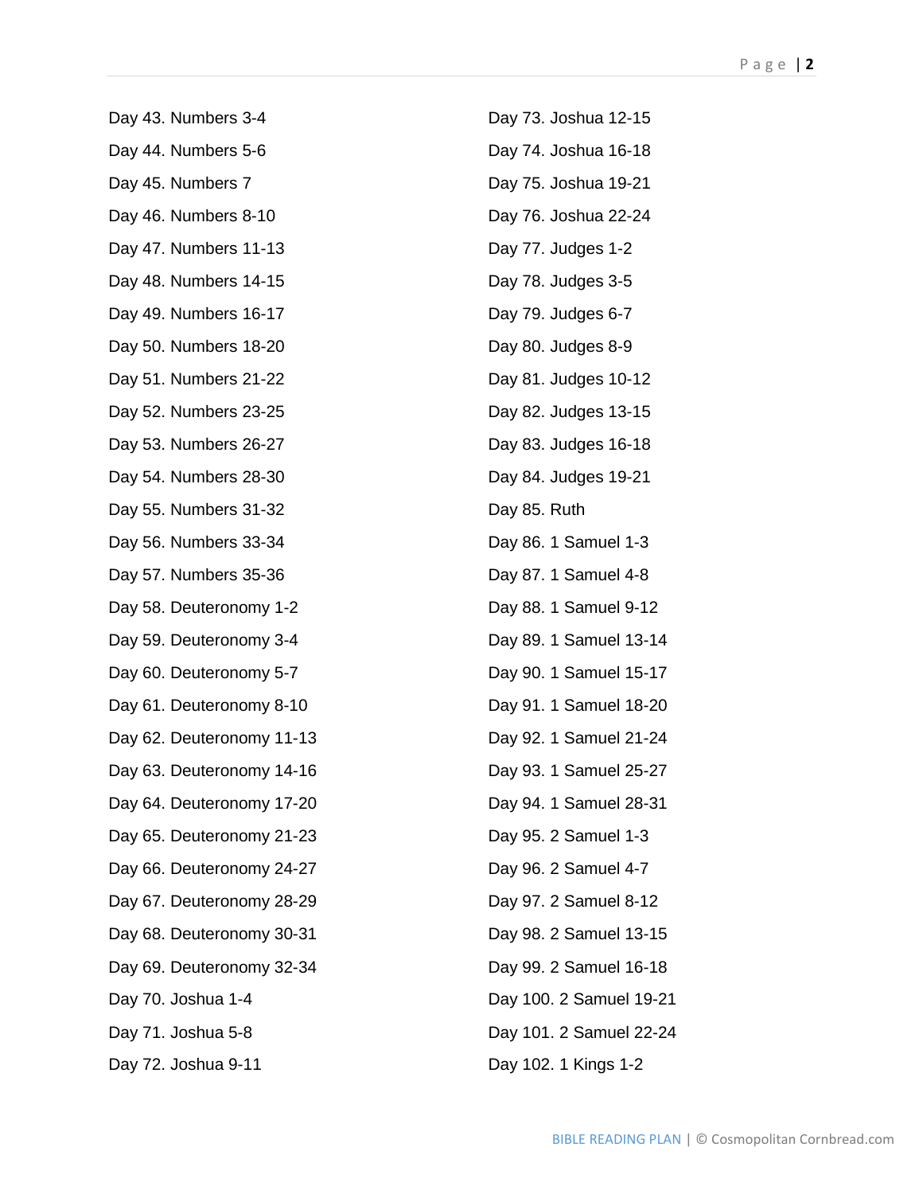Day 43. Numbers 3-4

Day 44. Numbers 5-6

Day 45. Numbers 7

Day 46. Numbers 8-10

Day 47. Numbers 11-13

Day 48. Numbers 14-15

Day 49. Numbers 16-17

Day 50. Numbers 18-20

Day 51. Numbers 21-22

Day 52. Numbers 23-25

Day 53. Numbers 26-27

Day 54. Numbers 28-30

Day 55. Numbers 31-32

Day 56. Numbers 33-34

Day 57. Numbers 35-36

Day 58. Deuteronomy 1-2

Day 59. Deuteronomy 3-4

Day 60. Deuteronomy 5-7

Day 61. Deuteronomy 8-10

Day 62. Deuteronomy 11-13

Day 63. Deuteronomy 14-16

Day 64. Deuteronomy 17-20

Day 65. Deuteronomy 21-23

Day 66. Deuteronomy 24-27

Day 67. Deuteronomy 28-29

Day 68. Deuteronomy 30-31

Day 69. Deuteronomy 32-34

Day 70. Joshua 1-4

Day 71. Joshua 5-8

Day 72. Joshua 9-11

Day 73. Joshua 12-15

Day 74. Joshua 16-18

Day 75. Joshua 19-21

Day 76. Joshua 22-24

Day 77. Judges 1-2

Day 78. Judges 3-5

Day 79. Judges 6-7

Day 80. Judges 8-9

Day 81. Judges 10-12

Day 82. Judges 13-15

Day 83. Judges 16-18

Day 84. Judges 19-21

Day 85. Ruth

Day 86. 1 Samuel 1-3

Day 87. 1 Samuel 4-8

Day 88. 1 Samuel 9-12

Day 89. 1 Samuel 13-14

Day 90. 1 Samuel 15-17

Day 91. 1 Samuel 18-20

Day 92. 1 Samuel 21-24

Day 93. 1 Samuel 25-27

Day 94. 1 Samuel 28-31

Day 95. 2 Samuel 1-3

Day 96. 2 Samuel 4-7

Day 97. 2 Samuel 8-12

Day 98. 2 Samuel 13-15

Day 99. 2 Samuel 16-18

Day 100. 2 Samuel 19-21

Day 101. 2 Samuel 22-24

Day 102. 1 Kings 1-2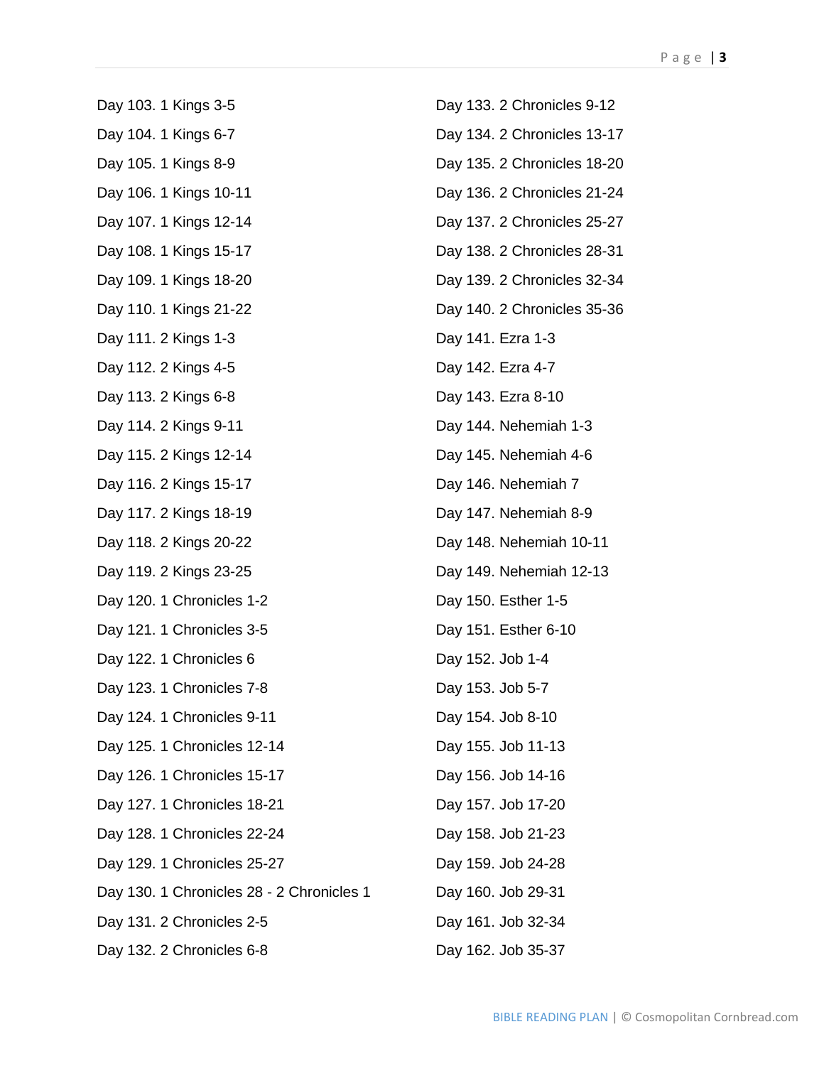Day 103. 1 Kings 3-5

Day 104. 1 Kings 6-7

Day 105. 1 Kings 8-9

Day 106. 1 Kings 10-11

Day 107. 1 Kings 12-14

Day 108. 1 Kings 15-17

Day 109. 1 Kings 18-20

Day 110. 1 Kings 21-22

Day 111. 2 Kings 1-3

Day 112. 2 Kings 4-5

Day 113. 2 Kings 6-8

Day 114. 2 Kings 9-11

Day 115. 2 Kings 12-14

Day 116. 2 Kings 15-17

Day 117. 2 Kings 18-19

Day 118. 2 Kings 20-22

Day 119. 2 Kings 23-25

Day 120. 1 Chronicles 1-2

Day 121. 1 Chronicles 3-5

Day 122. 1 Chronicles 6

Day 123. 1 Chronicles 7-8

Day 124. 1 Chronicles 9-11

Day 125. 1 Chronicles 12-14

Day 126. 1 Chronicles 15-17

Day 127. 1 Chronicles 18-21

Day 128. 1 Chronicles 22-24

Day 129. 1 Chronicles 25-27

Day 130. 1 Chronicles 28 - 2 Chronicles 1

Day 131. 2 Chronicles 2-5

Day 132. 2 Chronicles 6-8

Day 133. 2 Chronicles 9-12

Day 134. 2 Chronicles 13-17

Day 135. 2 Chronicles 18-20

Day 136. 2 Chronicles 21-24

Day 137. 2 Chronicles 25-27

Day 138. 2 Chronicles 28-31

Day 139. 2 Chronicles 32-34

Day 140. 2 Chronicles 35-36

Day 141. Ezra 1-3

Day 142. Ezra 4-7

Day 143. Ezra 8-10

Day 144. Nehemiah 1-3

Day 145. Nehemiah 4-6

Day 146. Nehemiah 7

Day 147. Nehemiah 8-9

Day 148. Nehemiah 10-11

Day 149. Nehemiah 12-13

Day 150. Esther 1-5

Day 151. Esther 6-10

Day 152. Job 1-4

Day 153. Job 5-7

Day 154. Job 8-10

Day 155. Job 11-13

Day 156. Job 14-16

Day 157. Job 17-20

Day 158. Job 21-23

Day 159. Job 24-28

Day 160. Job 29-31

Day 161. Job 32-34

Day 162. Job 35-37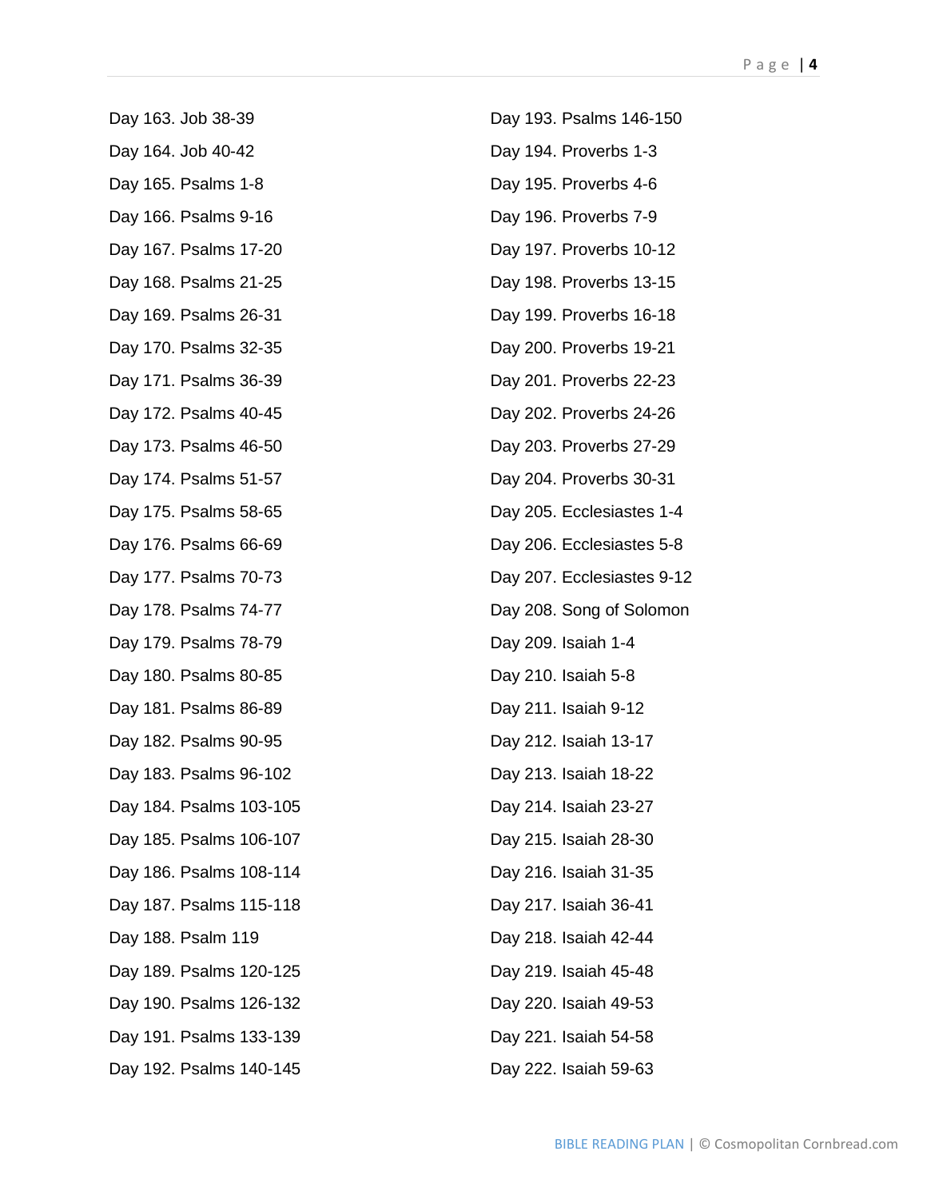Day 163. Job 38-39

Day 164. Job 40-42

Day 165. Psalms 1-8

Day 166. Psalms 9-16

Day 167. Psalms 17-20

Day 168. Psalms 21-25

Day 169. Psalms 26-31

Day 170. Psalms 32-35

Day 171. Psalms 36-39

Day 172. Psalms 40-45

Day 173. Psalms 46-50

Day 174. Psalms 51-57

Day 175. Psalms 58-65

Day 176. Psalms 66-69

Day 177. Psalms 70-73

Day 178. Psalms 74-77

Day 179. Psalms 78-79

Day 180. Psalms 80-85

Day 181. Psalms 86-89

Day 182. Psalms 90-95

Day 183. Psalms 96-102

Day 184. Psalms 103-105

Day 185. Psalms 106-107

Day 186. Psalms 108-114

Day 187. Psalms 115-118

Day 188. Psalm 119

Day 189. Psalms 120-125

Day 190. Psalms 126-132

Day 191. Psalms 133-139

Day 192. Psalms 140-145

Day 193. Psalms 146-150

Day 194. Proverbs 1-3

Day 195. Proverbs 4-6

Day 196. Proverbs 7-9

Day 197. Proverbs 10-12

Day 198. Proverbs 13-15

Day 199. Proverbs 16-18

Day 200. Proverbs 19-21

Day 201. Proverbs 22-23

Day 202. Proverbs 24-26

Day 203. Proverbs 27-29

Day 204. Proverbs 30-31

Day 205. Ecclesiastes 1-4

Day 206. Ecclesiastes 5-8

Day 207. Ecclesiastes 9-12

Day 208. Song of Solomon

Day 209. Isaiah 1-4

Day 210. Isaiah 5-8

Day 211. Isaiah 9-12

Day 212. Isaiah 13-17

Day 213. Isaiah 18-22

Day 214. Isaiah 23-27

Day 215. Isaiah 28-30

Day 216. Isaiah 31-35

Day 217. Isaiah 36-41

Day 218. Isaiah 42-44

Day 219. Isaiah 45-48

Day 220. Isaiah 49-53

Day 221. Isaiah 54-58

Day 222. Isaiah 59-63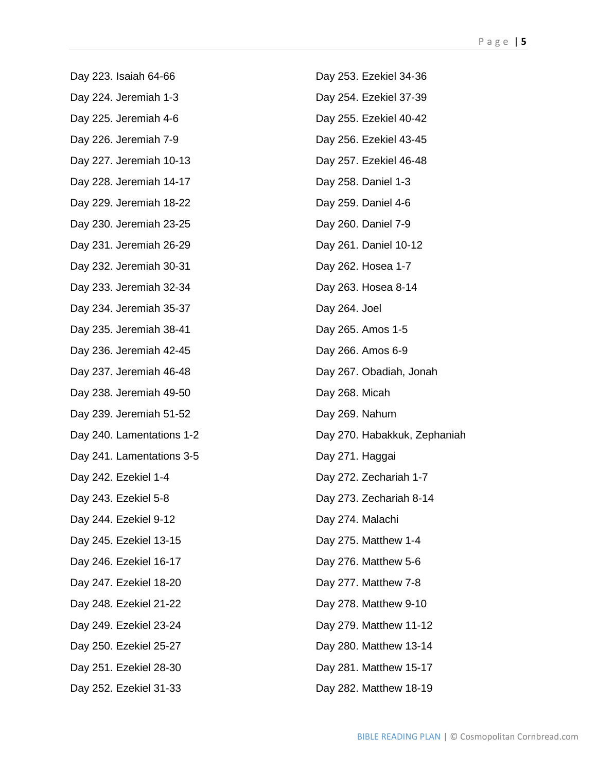Day 223. Isaiah 64-66

Day 224. Jeremiah 1-3

Day 225. Jeremiah 4-6

Day 226. Jeremiah 7-9

Day 227. Jeremiah 10-13

Day 228. Jeremiah 14-17

Day 229. Jeremiah 18-22

Day 230. Jeremiah 23-25

Day 231. Jeremiah 26-29

Day 232. Jeremiah 30-31

Day 233. Jeremiah 32-34

Day 234. Jeremiah 35-37

Day 235. Jeremiah 38-41

Day 236. Jeremiah 42-45

Day 237. Jeremiah 46-48

Day 238. Jeremiah 49-50

Day 239. Jeremiah 51-52

Day 240. Lamentations 1-2

Day 241. Lamentations 3-5

Day 242. Ezekiel 1-4

Day 243. Ezekiel 5-8

Day 244. Ezekiel 9-12

Day 245. Ezekiel 13-15

Day 246. Ezekiel 16-17

Day 247. Ezekiel 18-20

Day 248. Ezekiel 21-22

Day 249. Ezekiel 23-24

Day 250. Ezekiel 25-27

Day 251. Ezekiel 28-30

Day 252. Ezekiel 31-33

Day 253. Ezekiel 34-36

Day 254. Ezekiel 37-39

Day 255. Ezekiel 40-42

Day 256. Ezekiel 43-45

Day 257. Ezekiel 46-48

Day 258. Daniel 1-3

Day 259. Daniel 4-6

Day 260. Daniel 7-9

Day 261. Daniel 10-12

Day 262. Hosea 1-7

Day 263. Hosea 8-14

Day 264. Joel

Day 265. Amos 1-5

Day 266. Amos 6-9

Day 267. Obadiah, Jonah

Day 268. Micah

Day 269. Nahum

Day 270. Habakkuk, Zephaniah

Day 271. Haggai

Day 272. Zechariah 1-7

Day 273. Zechariah 8-14

Day 274. Malachi

Day 275. Matthew 1-4

Day 276. Matthew 5-6

Day 277. Matthew 7-8

Day 278. Matthew 9-10

Day 279. Matthew 11-12

Day 280. Matthew 13-14

Day 281. Matthew 15-17

Day 282. Matthew 18-19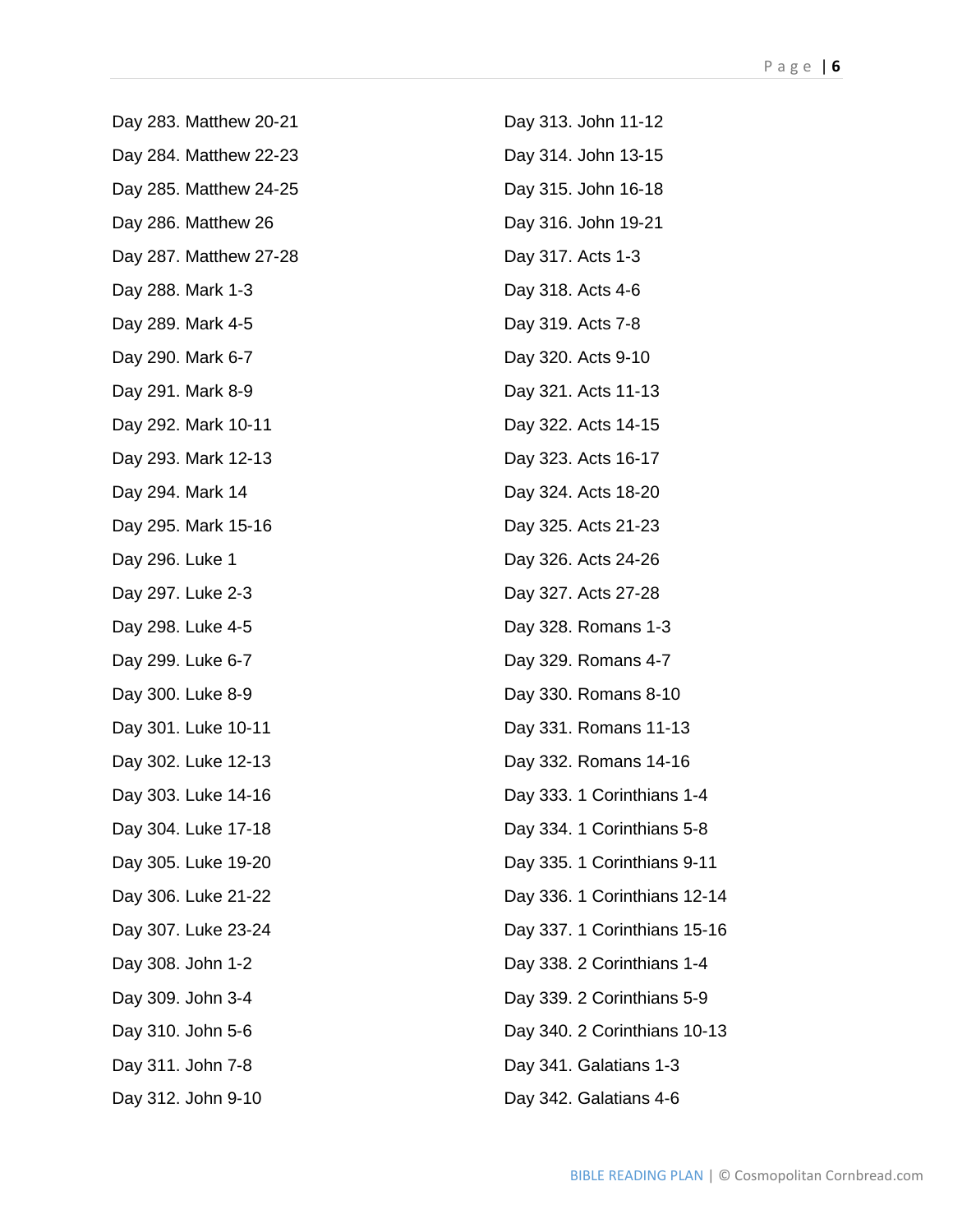Day 283. Matthew 20-21

Day 284. Matthew 22-23

Day 285. Matthew 24-25

Day 286. Matthew 26

Day 287. Matthew 27-28

Day 288. Mark 1-3

Day 289. Mark 4-5

Day 290. Mark 6-7

Day 291. Mark 8-9

Day 292. Mark 10-11

Day 293. Mark 12-13

Day 294. Mark 14

Day 295. Mark 15-16

Day 296. Luke 1

Day 297. Luke 2-3

Day 298. Luke 4-5

Day 299. Luke 6-7

Day 300. Luke 8-9

Day 301. Luke 10-11

Day 302. Luke 12-13

Day 303. Luke 14-16

Day 304. Luke 17-18

Day 305. Luke 19-20

Day 306. Luke 21-22

Day 307. Luke 23-24

Day 308. John 1-2

Day 309. John 3-4

Day 310. John 5-6

Day 311. John 7-8

Day 312. John 9-10

Day 313. John 11-12

Day 314. John 13-15

Day 315. John 16-18

Day 316. John 19-21

Day 317. Acts 1-3

Day 318. Acts 4-6

Day 319. Acts 7-8

Day 320. Acts 9-10

Day 321. Acts 11-13

Day 322. Acts 14-15

Day 323. Acts 16-17

Day 324. Acts 18-20

Day 325. Acts 21-23

Day 326. Acts 24-26

Day 327. Acts 27-28

Day 328. Romans 1-3

Day 329. Romans 4-7

Day 330. Romans 8-10

Day 331. Romans 11-13

Day 332. Romans 14-16

Day 333. 1 Corinthians 1-4

Day 334. 1 Corinthians 5-8

Day 335. 1 Corinthians 9-11

Day 336. 1 Corinthians 12-14

Day 337. 1 Corinthians 15-16

Day 338. 2 Corinthians 1-4

Day 339. 2 Corinthians 5-9

Day 340. 2 Corinthians 10-13

Day 341. Galatians 1-3

Day 342. Galatians 4-6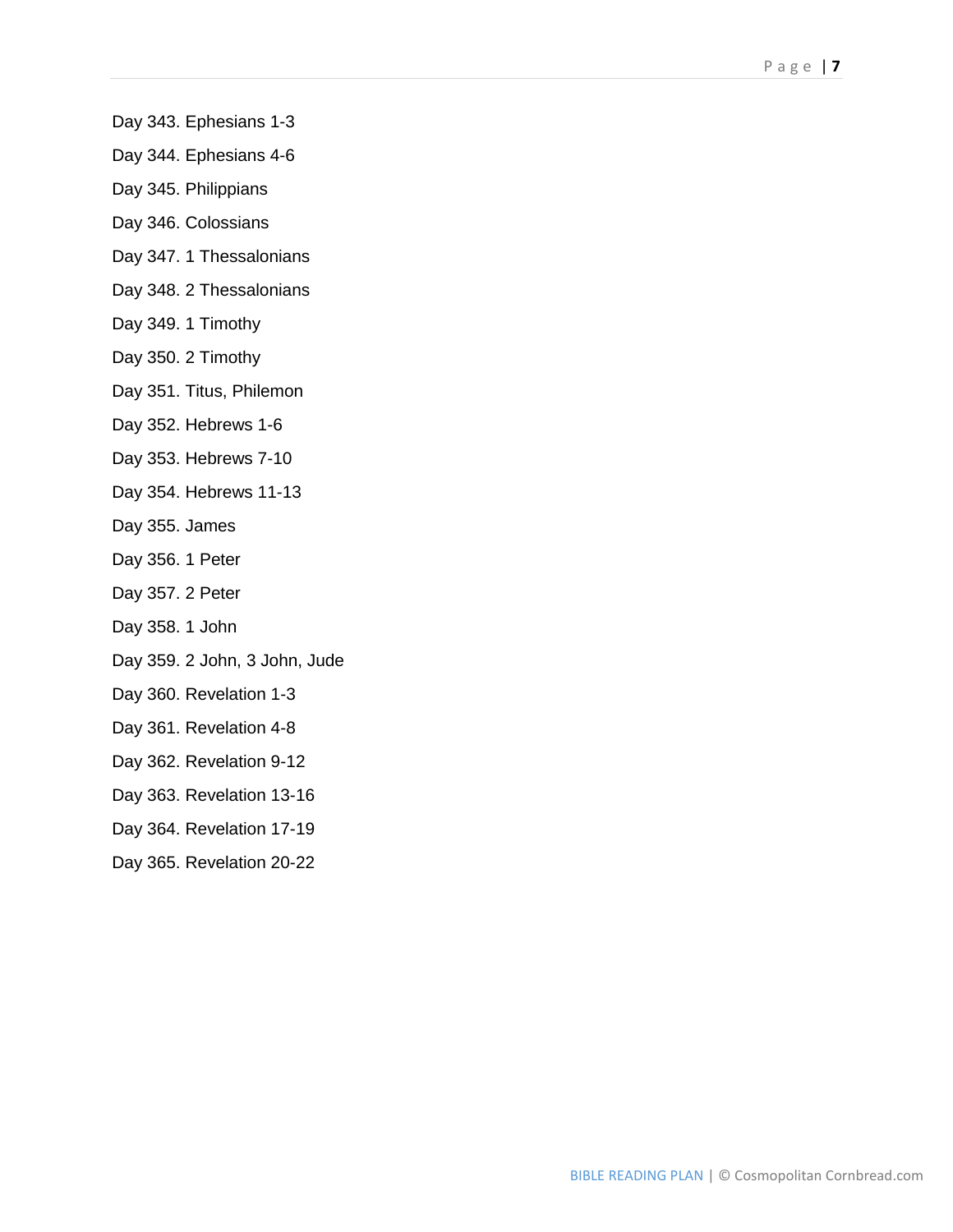Day 343. Ephesians 1-3

Day 344. Ephesians 4-6

Day 345. Philippians

Day 346. Colossians

Day 347. 1 Thessalonians

Day 348. 2 Thessalonians

Day 349. 1 Timothy

Day 350. 2 Timothy

Day 351. Titus, Philemon

Day 352. Hebrews 1-6

Day 353. Hebrews 7-10

Day 354. Hebrews 11-13

Day 355. James

Day 356. 1 Peter

Day 357. 2 Peter

Day 358. 1 John

Day 359. 2 John, 3 John, Jude

Day 360. Revelation 1-3

Day 361. Revelation 4-8

Day 362. Revelation 9-12

Day 363. Revelation 13-16

Day 364. Revelation 17-19

Day 365. Revelation 20-22